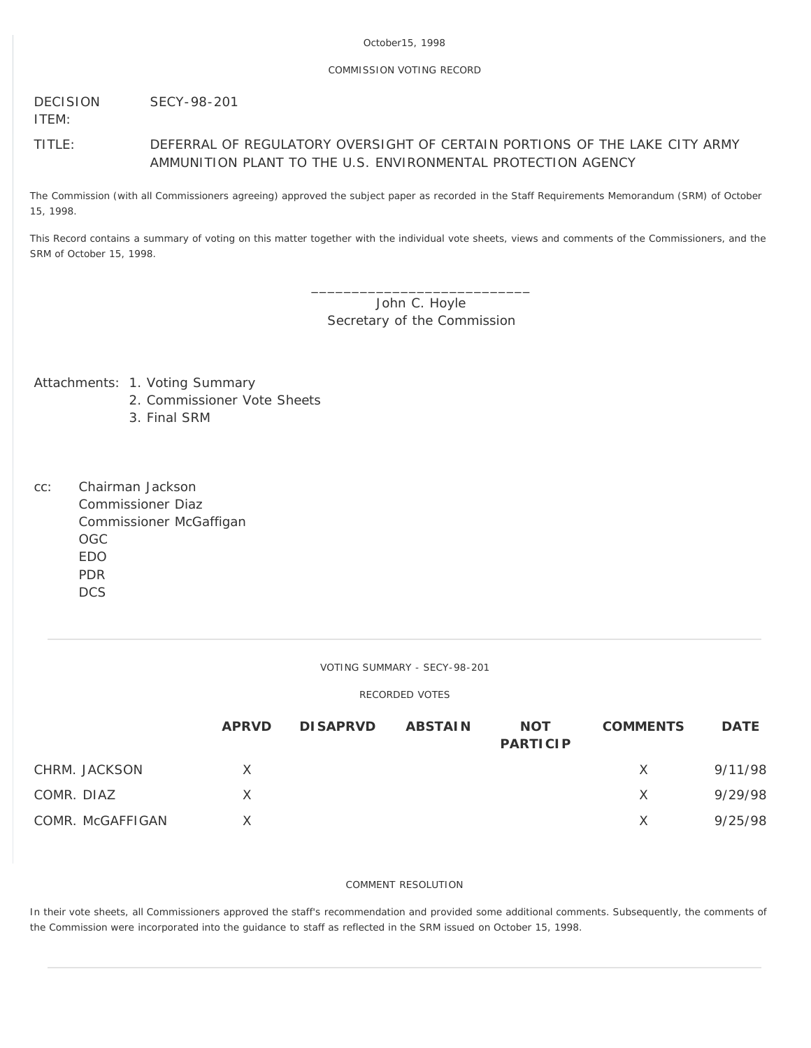October15, 1998

COMMISSION VOTING RECORD

DECISION ITEM: SECY-98-201

TITLE: DEFERRAL OF REGULATORY OVERSIGHT OF CERTAIN PORTIONS OF THE LAKE CITY ARMY AMMUNITION PLANT TO THE U.S. ENVIRONMENTAL PROTECTION AGENCY

The Commission (with all Commissioners agreeing) approved the subject paper as recorded in the Staff Requirements Memorandum (SRM) of October 15, 1998.

This Record contains a summary of voting on this matter together with the individual vote sheets, views and comments of the Commissioners, and the SRM of October 15, 1998.

\_\_\_\_\_\_\_\_\_\_\_\_\_\_\_\_\_\_\_\_\_\_\_\_\_\_\_\_
John C. Hoyle
Secretary of the Commission

Attachments:
1. Voting Summary
2. Commissioner Vote Sheets
3. Final SRM

cc:
Chairman Jackson
Commissioner Diaz
Commissioner McGaffigan
OGC
EDO
PDR
DCS

---

VOTING SUMMARY - SECY-98-201

RECORDED VOTES

| | APRVD | DISAPRVD | ABSTAIN | NOT PARTICIP | COMMENTS | DATE |
|---|---|---|---|---|---|---|
| CHRM. JACKSON | X | | | | X | 9/11/98 |
| COMR. DIAZ | X | | | | X | 9/29/98 |
| COMR. McGAFFIGAN | X | | | | X | 9/25/98 |

COMMENT RESOLUTION

In their vote sheets, all Commissioners approved the staff's recommendation and provided some additional comments. Subsequently, the comments of the Commission were incorporated into the guidance to staff as reflected in the SRM issued on October 15, 1998.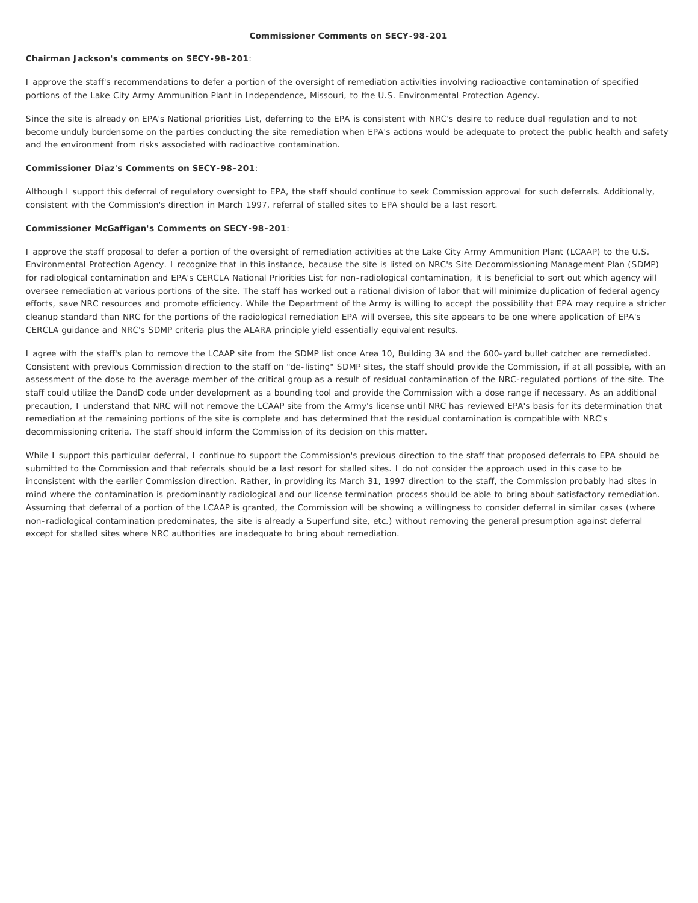**Commissioner Comments on SECY-98-201**

**Chairman Jackson's comments on SECY-98-201**:

I approve the staff's recommendations to defer a portion of the oversight of remediation activities involving radioactive contamination of specified portions of the Lake City Army Ammunition Plant in Independence, Missouri, to the U.S. Environmental Protection Agency.

Since the site is already on EPA's National priorities List, deferring to the EPA is consistent with NRC's desire to reduce dual regulation and to not become unduly burdensome on the parties conducting the site remediation when EPA's actions would be adequate to protect the public health and safety and the environment from risks associated with radioactive contamination.

**Commissioner Diaz's Comments on SECY-98-201**:

Although I support this deferral of regulatory oversight to EPA, the staff should continue to seek Commission approval for such deferrals. Additionally, consistent with the Commission's direction in March 1997, referral of stalled sites to EPA should be a last resort.

**Commissioner McGaffigan's Comments on SECY-98-201**:

I approve the staff proposal to defer a portion of the oversight of remediation activities at the Lake City Army Ammunition Plant (LCAAP) to the U.S. Environmental Protection Agency. I recognize that in this instance, because the site is listed on NRC's Site Decommissioning Management Plan (SDMP) for radiological contamination and EPA's CERCLA National Priorities List for non-radiological contamination, it is beneficial to sort out which agency will oversee remediation at various portions of the site. The staff has worked out a rational division of labor that will minimize duplication of federal agency efforts, save NRC resources and promote efficiency. While the Department of the Army is willing to accept the possibility that EPA may require a stricter cleanup standard than NRC for the portions of the radiological remediation EPA will oversee, this site appears to be one where application of EPA's CERCLA guidance and NRC's SDMP criteria plus the ALARA principle yield essentially equivalent results.

I agree with the staff's plan to remove the LCAAP site from the SDMP list once Area 10, Building 3A and the 600-yard bullet catcher are remediated. Consistent with previous Commission direction to the staff on "de-listing" SDMP sites, the staff should provide the Commission, if at all possible, with an assessment of the dose to the average member of the critical group as a result of residual contamination of the NRC-regulated portions of the site. The staff could utilize the DandD code under development as a bounding tool and provide the Commission with a dose range if necessary. As an additional precaution, I understand that NRC will not remove the LCAAP site from the Army's license until NRC has reviewed EPA's basis for its determination that remediation at the remaining portions of the site is complete and has determined that the residual contamination is compatible with NRC's decommissioning criteria. The staff should inform the Commission of its decision on this matter.

While I support this particular deferral, I continue to support the Commission's previous direction to the staff that proposed deferrals to EPA should be submitted to the Commission and that referrals should be a last resort for stalled sites. I do not consider the approach used in this case to be inconsistent with the earlier Commission direction. Rather, in providing its March 31, 1997 direction to the staff, the Commission probably had sites in mind where the contamination is predominantly radiological and our license termination process should be able to bring about satisfactory remediation. Assuming that deferral of a portion of the LCAAP is granted, the Commission will be showing a willingness to consider deferral in similar cases (where non-radiological contamination predominates, the site is already a Superfund site, etc.) without removing the general presumption against deferral except for stalled sites where NRC authorities are inadequate to bring about remediation.